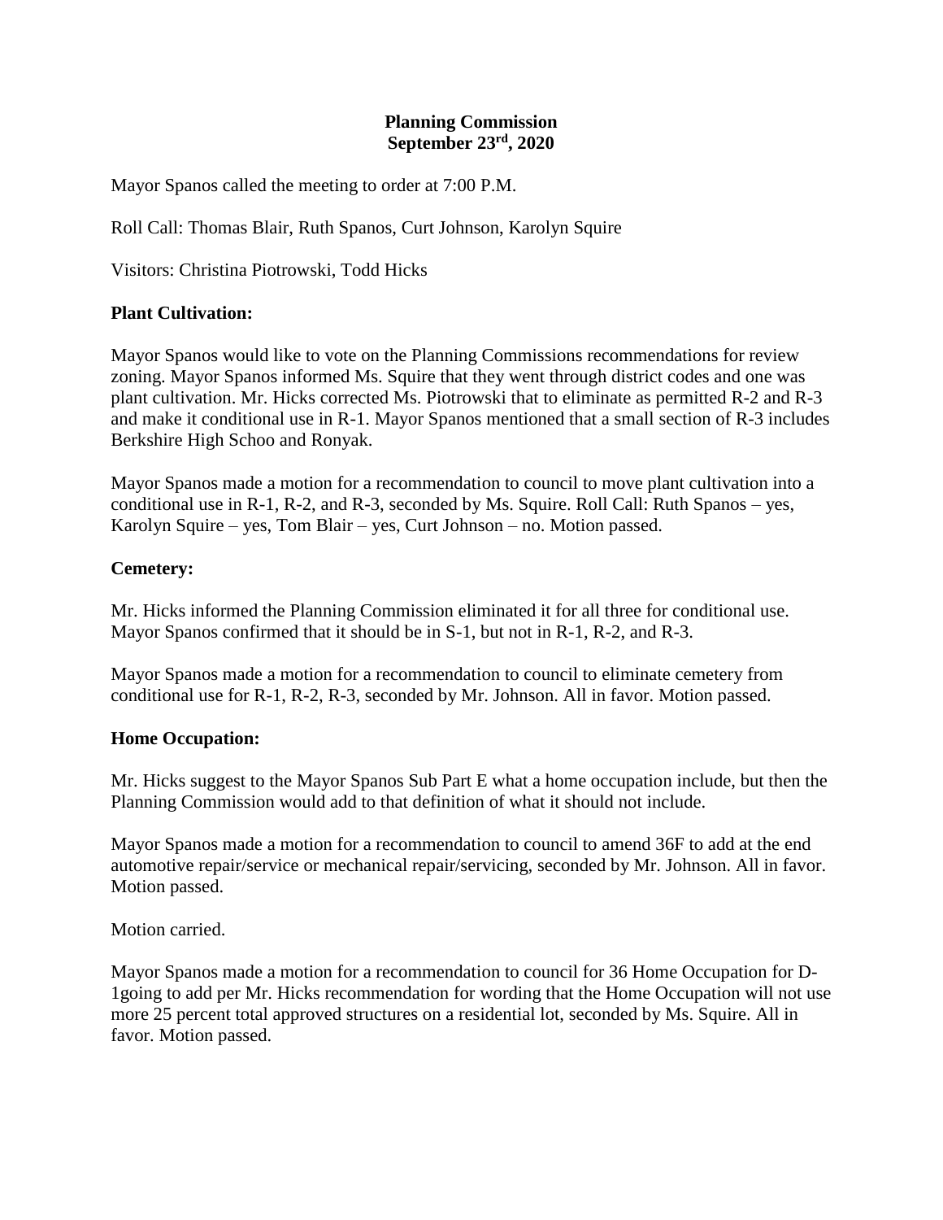**Planning Commission**
**September 23rd, 2020**

Mayor Spanos called the meeting to order at 7:00 P.M.

Roll Call: Thomas Blair, Ruth Spanos, Curt Johnson, Karolyn Squire

Visitors: Christina Piotrowski, Todd Hicks

**Plant Cultivation:**

Mayor Spanos would like to vote on the Planning Commissions recommendations for review zoning. Mayor Spanos informed Ms. Squire that they went through district codes and one was plant cultivation. Mr. Hicks corrected Ms. Piotrowski that to eliminate as permitted R-2 and R-3 and make it conditional use in R-1. Mayor Spanos mentioned that a small section of R-3 includes Berkshire High Schoo and Ronyak.

Mayor Spanos made a motion for a recommendation to council to move plant cultivation into a conditional use in R-1, R-2, and R-3, seconded by Ms. Squire. Roll Call: Ruth Spanos – yes, Karolyn Squire – yes, Tom Blair – yes, Curt Johnson – no. Motion passed.

**Cemetery:**

Mr. Hicks informed the Planning Commission eliminated it for all three for conditional use. Mayor Spanos confirmed that it should be in S-1, but not in R-1, R-2, and R-3.

Mayor Spanos made a motion for a recommendation to council to eliminate cemetery from conditional use for R-1, R-2, R-3, seconded by Mr. Johnson. All in favor. Motion passed.

**Home Occupation:**

Mr. Hicks suggest to the Mayor Spanos Sub Part E what a home occupation include, but then the Planning Commission would add to that definition of what it should not include.

Mayor Spanos made a motion for a recommendation to council to amend 36F to add at the end automotive repair/service or mechanical repair/servicing, seconded by Mr. Johnson. All in favor. Motion passed.

Motion carried.

Mayor Spanos made a motion for a recommendation to council for 36 Home Occupation for D-1going to add per Mr. Hicks recommendation for wording that the Home Occupation will not use more 25 percent total approved structures on a residential lot, seconded by Ms. Squire. All in favor. Motion passed.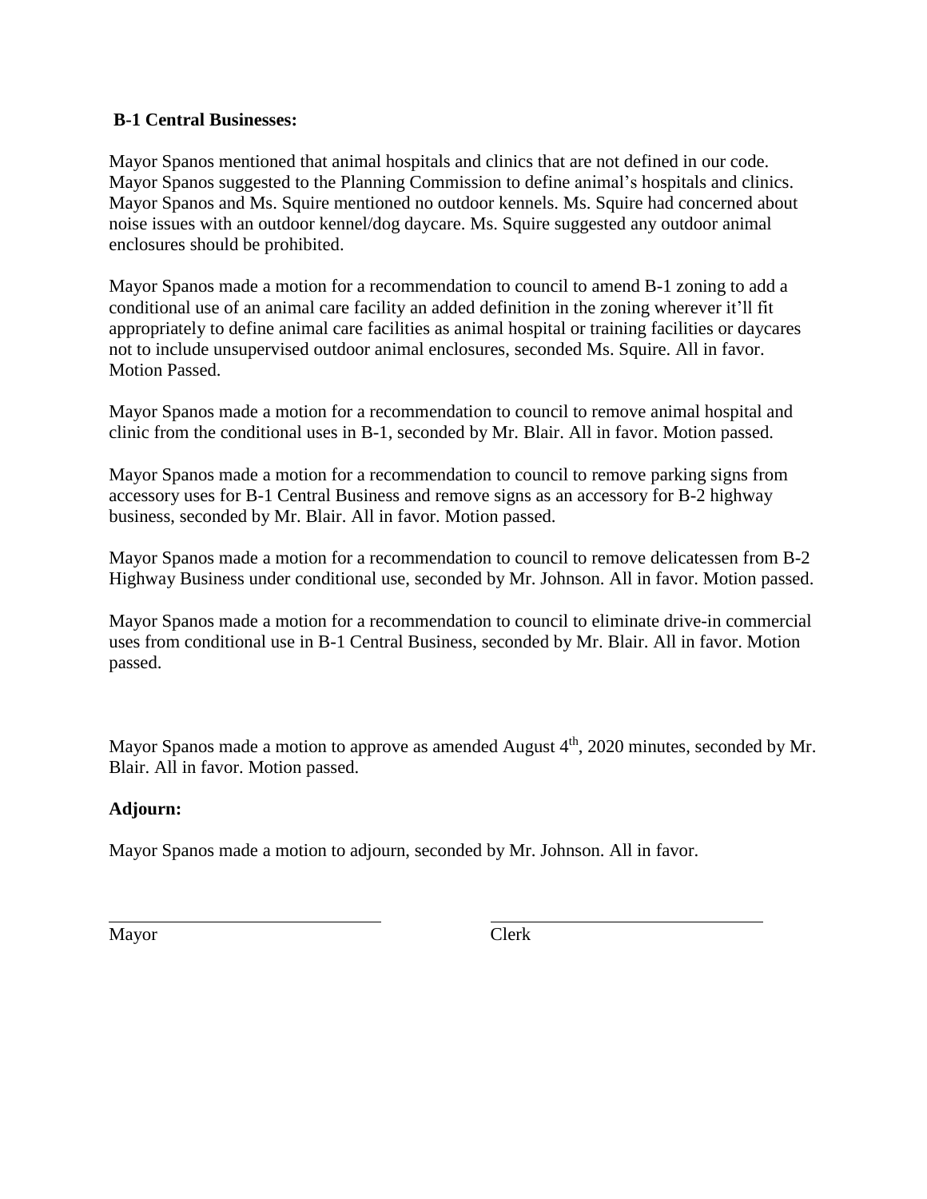**B-1 Central Businesses:**

Mayor Spanos mentioned that animal hospitals and clinics that are not defined in our code. Mayor Spanos suggested to the Planning Commission to define animal's hospitals and clinics. Mayor Spanos and Ms. Squire mentioned no outdoor kennels. Ms. Squire had concerned about noise issues with an outdoor kennel/dog daycare. Ms. Squire suggested any outdoor animal enclosures should be prohibited.

Mayor Spanos made a motion for a recommendation to council to amend B-1 zoning to add a conditional use of an animal care facility an added definition in the zoning wherever it'll fit appropriately to define animal care facilities as animal hospital or training facilities or daycares not to include unsupervised outdoor animal enclosures, seconded Ms. Squire. All in favor. Motion Passed.

Mayor Spanos made a motion for a recommendation to council to remove animal hospital and clinic from the conditional uses in B-1, seconded by Mr. Blair. All in favor. Motion passed.

Mayor Spanos made a motion for a recommendation to council to remove parking signs from accessory uses for B-1 Central Business and remove signs as an accessory for B-2 highway business, seconded by Mr. Blair. All in favor. Motion passed.

Mayor Spanos made a motion for a recommendation to council to remove delicatessen from B-2 Highway Business under conditional use, seconded by Mr. Johnson. All in favor. Motion passed.

Mayor Spanos made a motion for a recommendation to council to eliminate drive-in commercial uses from conditional use in B-1 Central Business, seconded by Mr. Blair. All in favor. Motion passed.

Mayor Spanos made a motion to approve as amended August 4th, 2020 minutes, seconded by Mr. Blair. All in favor. Motion passed.

**Adjourn:**

Mayor Spanos made a motion to adjourn, seconded by Mr. Johnson. All in favor.

\_\_\_\_\_\_\_\_\_\_\_\_\_\_\_\_\_\_\_\_\_\_\_\_\_\_\_\_\_\_ \_\_\_\_\_\_\_\_\_\_\_\_\_\_\_\_\_\_\_\_\_\_\_\_\_\_\_\_\_\_

Mayor Clerk